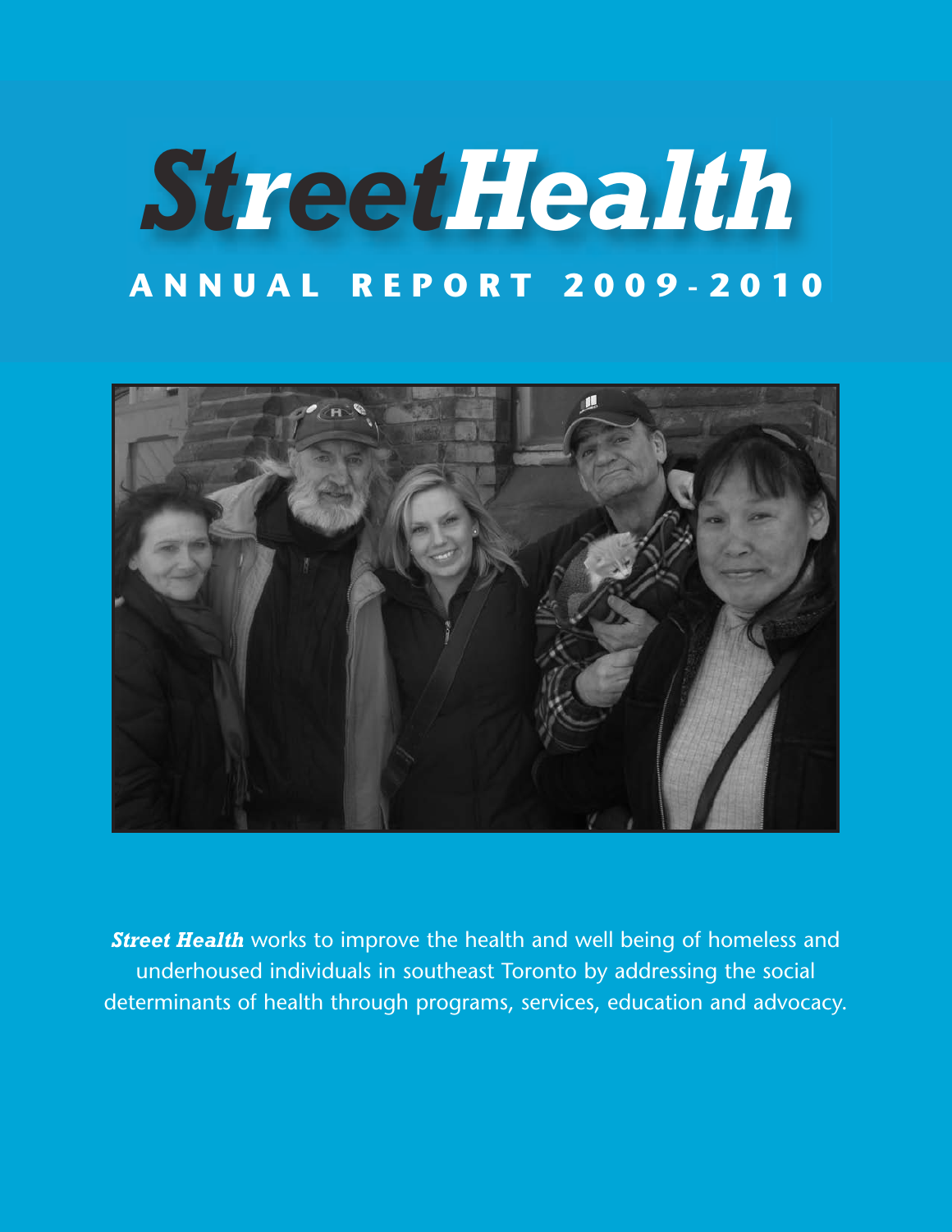# StreetHealth

## ANNUAL REPORT 2009-2010

***Street Health*** works to improve the health and well being of homeless and underhoused individuals in southeast Toronto by addressing the social determinants of health through programs, services, education and advocacy.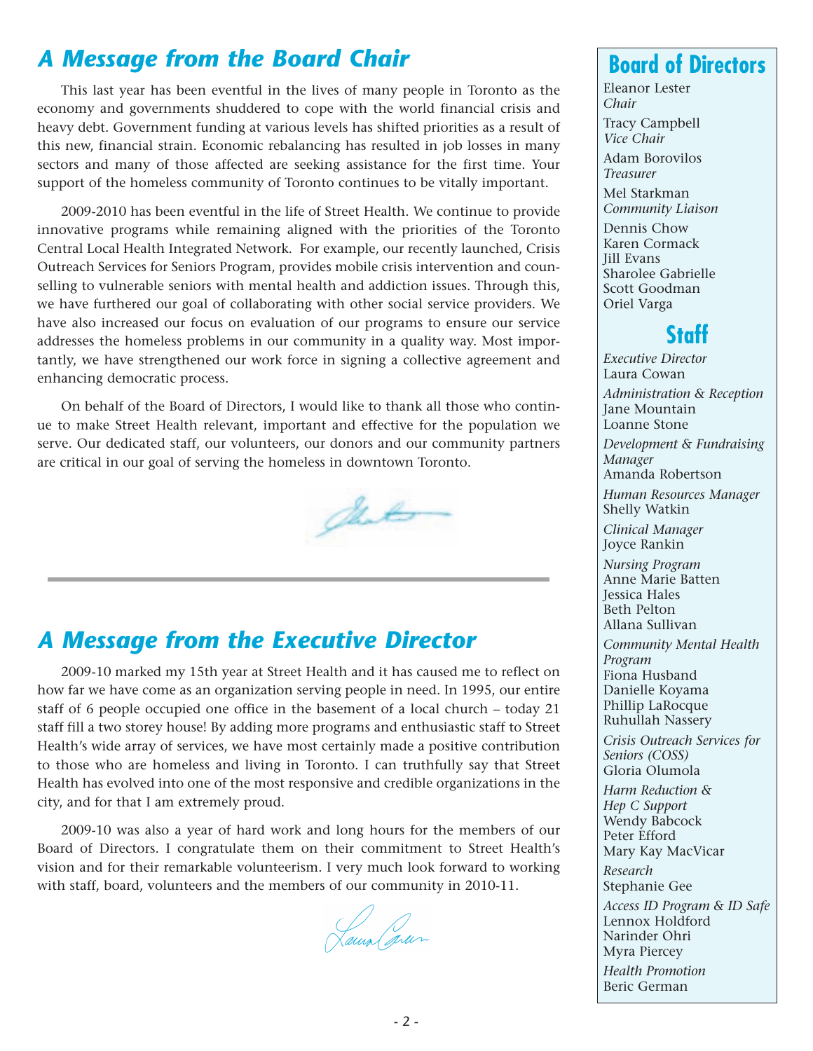## *A Message from the Board Chair*

This last year has been eventful in the lives of many people in Toronto as the economy and governments shuddered to cope with the world financial crisis and heavy debt. Government funding at various levels has shifted priorities as a result of this new, financial strain. Economic rebalancing has resulted in job losses in many sectors and many of those affected are seeking assistance for the first time. Your support of the homeless community of Toronto continues to be vitally important.

2009-2010 has been eventful in the life of Street Health. We continue to provide innovative programs while remaining aligned with the priorities of the Toronto Central Local Health Integrated Network. For example, our recently launched, Crisis Outreach Services for Seniors Program, provides mobile crisis intervention and counselling to vulnerable seniors with mental health and addiction issues. Through this, we have furthered our goal of collaborating with other social service providers. We have also increased our focus on evaluation of our programs to ensure our service addresses the homeless problems in our community in a quality way. Most importantly, we have strengthened our work force in signing a collective agreement and enhancing democratic process.

On behalf of the Board of Directors, I would like to thank all those who continue to make Street Health relevant, important and effective for the population we serve. Our dedicated staff, our volunteers, our donors and our community partners are critical in our goal of serving the homeless in downtown Toronto.

## *A Message from the Executive Director*

2009-10 marked my 15th year at Street Health and it has caused me to reflect on how far we have come as an organization serving people in need. In 1995, our entire staff of 6 people occupied one office in the basement of a local church – today 21 staff fill a two storey house! By adding more programs and enthusiastic staff to Street Health's wide array of services, we have most certainly made a positive contribution to those who are homeless and living in Toronto. I can truthfully say that Street Health has evolved into one of the most responsive and credible organizations in the city, and for that I am extremely proud.

2009-10 was also a year of hard work and long hours for the members of our Board of Directors. I congratulate them on their commitment to Street Health's vision and for their remarkable volunteerism. I very much look forward to working with staff, board, volunteers and the members of our community in 2010-11.

## Board of Directors

Eleanor Lester
*Chair*

Tracy Campbell
*Vice Chair*

Adam Borovilos
*Treasurer*

Mel Starkman
*Community Liaison*

Dennis Chow
Karen Cormack
Jill Evans
Sharolee Gabrielle
Scott Goodman
Oriel Varga

## Staff

*Executive Director*
Laura Cowan

*Administration & Reception*
Jane Mountain
Loanne Stone

*Development & Fundraising Manager*
Amanda Robertson

*Human Resources Manager*
Shelly Watkin

*Clinical Manager*
Joyce Rankin

*Nursing Program*
Anne Marie Batten
Jessica Hales
Beth Pelton
Allana Sullivan

*Community Mental Health Program*
Fiona Husband
Danielle Koyama
Phillip LaRocque
Ruhullah Nassery

*Crisis Outreach Services for Seniors (COSS)*
Gloria Olumola

*Harm Reduction & Hep C Support*
Wendy Babcock
Peter Efford
Mary Kay MacVicar

*Research*
Stephanie Gee

*Access ID Program & ID Safe*
Lennox Holdford
Narinder Ohri
Myra Piercey

*Health Promotion*
Beric German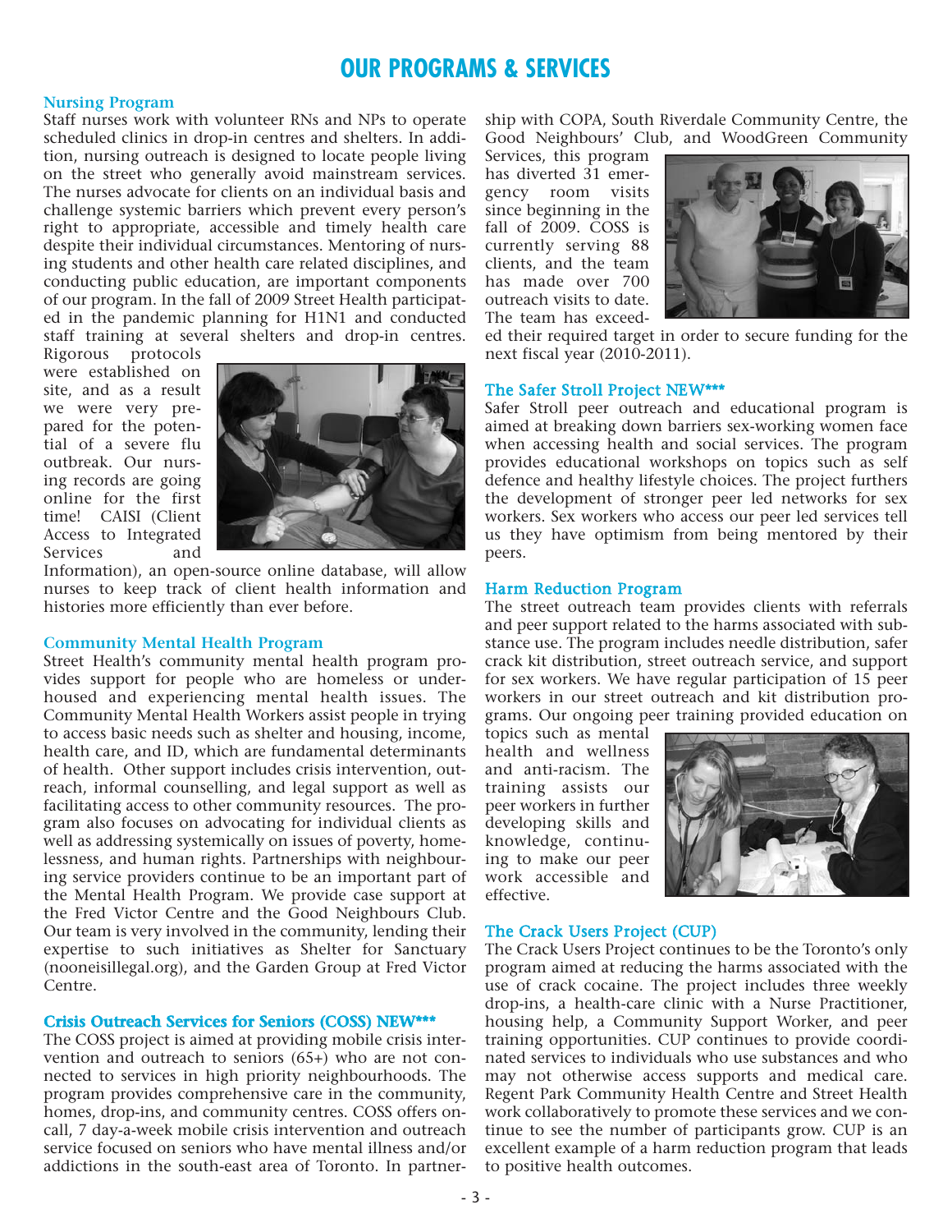# OUR PROGRAMS & SERVICES

## Nursing Program

Staff nurses work with volunteer RNs and NPs to operate scheduled clinics in drop-in centres and shelters. In addition, nursing outreach is designed to locate people living on the street who generally avoid mainstream services. The nurses advocate for clients on an individual basis and challenge systemic barriers which prevent every person's right to appropriate, accessible and timely health care despite their individual circumstances. Mentoring of nursing students and other health care related disciplines, and conducting public education, are important components of our program. In the fall of 2009 Street Health participated in the pandemic planning for H1N1 and conducted staff training at several shelters and drop-in centres. Rigorous protocols were established on site, and as a result we were very prepared for the potential of a severe flu outbreak. Our nursing records are going online for the first time! CAISI (Client Access to Integrated Services and Information), an open-source online database, will allow nurses to keep track of client health information and histories more efficiently than ever before.

## Community Mental Health Program

Street Health's community mental health program provides support for people who are homeless or underhoused and experiencing mental health issues. The Community Mental Health Workers assist people in trying to access basic needs such as shelter and housing, income, health care, and ID, which are fundamental determinants of health. Other support includes crisis intervention, outreach, informal counselling, and legal support as well as facilitating access to other community resources. The program also focuses on advocating for individual clients as well as addressing systemically on issues of poverty, homelessness, and human rights. Partnerships with neighbouring service providers continue to be an important part of the Mental Health Program. We provide case support at the Fred Victor Centre and the Good Neighbours Club. Our team is very involved in the community, lending their expertise to such initiatives as Shelter for Sanctuary (nooneisillegal.org), and the Garden Group at Fred Victor Centre.

## Crisis Outreach Services for Seniors (COSS) NEW***

The COSS project is aimed at providing mobile crisis intervention and outreach to seniors (65+) who are not connected to services in high priority neighbourhoods. The program provides comprehensive care in the community, homes, drop-ins, and community centres. COSS offers on-call, 7 day-a-week mobile crisis intervention and outreach service focused on seniors who have mental illness and/or addictions in the south-east area of Toronto. In partnership with COPA, South Riverdale Community Centre, the Good Neighbours' Club, and WoodGreen Community Services, this program has diverted 31 emergency room visits since beginning in the fall of 2009. COSS is currently serving 88 clients, and the team has made over 700 outreach visits to date. The team has exceeded their required target in order to secure funding for the next fiscal year (2010-2011).

## The Safer Stroll Project NEW***

Safer Stroll peer outreach and educational program is aimed at breaking down barriers sex-working women face when accessing health and social services. The program provides educational workshops on topics such as self defence and healthy lifestyle choices. The project furthers the development of stronger peer led networks for sex workers. Sex workers who access our peer led services tell us they have optimism from being mentored by their peers.

## Harm Reduction Program

The street outreach team provides clients with referrals and peer support related to the harms associated with substance use. The program includes needle distribution, safer crack kit distribution, street outreach service, and support for sex workers. We have regular participation of 15 peer workers in our street outreach and kit distribution programs. Our ongoing peer training provided education on topics such as mental health and wellness and anti-racism. The training assists our peer workers in further developing skills and knowledge, continuing to make our peer work accessible and effective.

## The Crack Users Project (CUP)

The Crack Users Project continues to be the Toronto's only program aimed at reducing the harms associated with the use of crack cocaine. The project includes three weekly drop-ins, a health-care clinic with a Nurse Practitioner, housing help, a Community Support Worker, and peer training opportunities. CUP continues to provide coordinated services to individuals who use substances and who may not otherwise access supports and medical care. Regent Park Community Health Centre and Street Health work collaboratively to promote these services and we continue to see the number of participants grow. CUP is an excellent example of a harm reduction program that leads to positive health outcomes.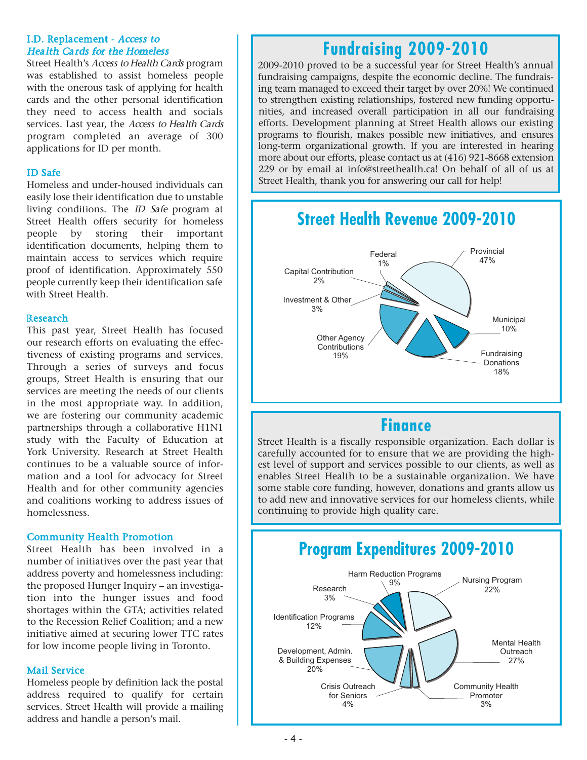### I.D. Replacement - *Access to Health Cards for the Homeless*

Street Health's *Access to Health Cards* program was established to assist homeless people with the onerous task of applying for health cards and the other personal identification they need to access health and socials services. Last year, the *Access to Health Cards* program completed an average of 300 applications for ID per month.

### ID Safe

Homeless and under-housed individuals can easily lose their identification due to unstable living conditions. The *ID Safe* program at Street Health offers security for homeless people by storing their important identification documents, helping them to maintain access to services which require proof of identification. Approximately 550 people currently keep their identification safe with Street Health.

### Research

This past year, Street Health has focused our research efforts on evaluating the effectiveness of existing programs and services. Through a series of surveys and focus groups, Street Health is ensuring that our services are meeting the needs of our clients in the most appropriate way. In addition, we are fostering our community academic partnerships through a collaborative H1N1 study with the Faculty of Education at York University. Research at Street Health continues to be a valuable source of information and a tool for advocacy for Street Health and for other community agencies and coalitions working to address issues of homelessness.

### Community Health Promotion

Street Health has been involved in a number of initiatives over the past year that address poverty and homelessness including: the proposed Hunger Inquiry – an investigation into the hunger issues and food shortages within the GTA; activities related to the Recession Relief Coalition; and a new initiative aimed at securing lower TTC rates for low income people living in Toronto.

### Mail Service

Homeless people by definition lack the postal address required to qualify for certain services. Street Health will provide a mailing address and handle a person's mail.

## Fundraising 2009-2010

2009-2010 proved to be a successful year for Street Health's annual fundraising campaigns, despite the economic decline. The fundraising team managed to exceed their target by over 20%! We continued to strengthen existing relationships, fostered new funding opportunities, and increased overall participation in all our fundraising efforts. Development planning at Street Health allows our existing programs to flourish, makes possible new initiatives, and ensures long-term organizational growth. If you are interested in hearing more about our efforts, please contact us at (416) 921-8668 extension 229 or by email at info@streethealth.ca! On behalf of all of us at Street Health, thank you for answering our call for help!

## Street Health Revenue 2009-2010

| Source | Percentage |
|---|---|
| Provincial | 47% |
| Municipal | 10% |
| Fundraising Donations | 18% |
| Other Agency Contributions | 19% |
| Investment & Other | 3% |
| Capital Contribution | 2% |
| Federal | 1% |

## Finance

Street Health is a fiscally responsible organization. Each dollar is carefully accounted for to ensure that we are providing the highest level of support and services possible to our clients, as well as enables Street Health to be a sustainable organization. We have some stable core funding, however, donations and grants allow us to add new and innovative services for our homeless clients, while continuing to provide high quality care.

## Program Expenditures 2009-2010

| Program | Percentage |
|---|---|
| Nursing Program | 22% |
| Mental Health Outreach | 27% |
| Community Health Promoter | 3% |
| Crisis Outreach for Seniors | 4% |
| Development, Admin. & Building Expenses | 20% |
| Identification Programs | 12% |
| Research | 3% |
| Harm Reduction Programs | 9% |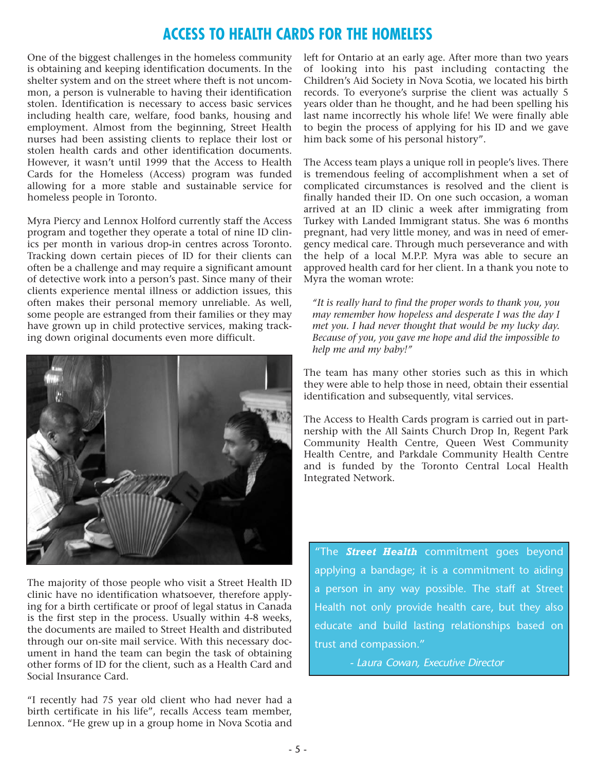# ACCESS TO HEALTH CARDS FOR THE HOMELESS

One of the biggest challenges in the homeless community is obtaining and keeping identification documents. In the shelter system and on the street where theft is not uncommon, a person is vulnerable to having their identification stolen. Identification is necessary to access basic services including health care, welfare, food banks, housing and employment. Almost from the beginning, Street Health nurses had been assisting clients to replace their lost or stolen health cards and other identification documents. However, it wasn't until 1999 that the Access to Health Cards for the Homeless (Access) program was funded allowing for a more stable and sustainable service for homeless people in Toronto.

Myra Piercy and Lennox Holford currently staff the Access program and together they operate a total of nine ID clinics per month in various drop-in centres across Toronto. Tracking down certain pieces of ID for their clients can often be a challenge and may require a significant amount of detective work into a person's past. Since many of their clients experience mental illness or addiction issues, this often makes their personal memory unreliable. As well, some people are estranged from their families or they may have grown up in child protective services, making tracking down original documents even more difficult.

The majority of those people who visit a Street Health ID clinic have no identification whatsoever, therefore applying for a birth certificate or proof of legal status in Canada is the first step in the process. Usually within 4-8 weeks, the documents are mailed to Street Health and distributed through our on-site mail service. With this necessary document in hand the team can begin the task of obtaining other forms of ID for the client, such as a Health Card and Social Insurance Card.

"I recently had 75 year old client who had never had a birth certificate in his life", recalls Access team member, Lennox. "He grew up in a group home in Nova Scotia and left for Ontario at an early age. After more than two years of looking into his past including contacting the Children's Aid Society in Nova Scotia, we located his birth records. To everyone's surprise the client was actually 5 years older than he thought, and he had been spelling his last name incorrectly his whole life! We were finally able to begin the process of applying for his ID and we gave him back some of his personal history".

The Access team plays a unique roll in people's lives. There is tremendous feeling of accomplishment when a set of complicated circumstances is resolved and the client is finally handed their ID. On one such occasion, a woman arrived at an ID clinic a week after immigrating from Turkey with Landed Immigrant status. She was 6 months pregnant, had very little money, and was in need of emergency medical care. Through much perseverance and with the help of a local M.P.P. Myra was able to secure an approved health card for her client. In a thank you note to Myra the woman wrote:

> *"It is really hard to find the proper words to thank you, you may remember how hopeless and desperate I was the day I met you. I had never thought that would be my lucky day. Because of you, you gave me hope and did the impossible to help me and my baby!"*

The team has many other stories such as this in which they were able to help those in need, obtain their essential identification and subsequently, vital services.

The Access to Health Cards program is carried out in partnership with the All Saints Church Drop In, Regent Park Community Health Centre, Queen West Community Health Centre, and Parkdale Community Health Centre and is funded by the Toronto Central Local Health Integrated Network.

> "The ***Street Health*** commitment goes beyond applying a bandage; it is a commitment to aiding a person in any way possible. The staff at Street Health not only provide health care, but they also educate and build lasting relationships based on trust and compassion."
>
> *- Laura Cowan, Executive Director*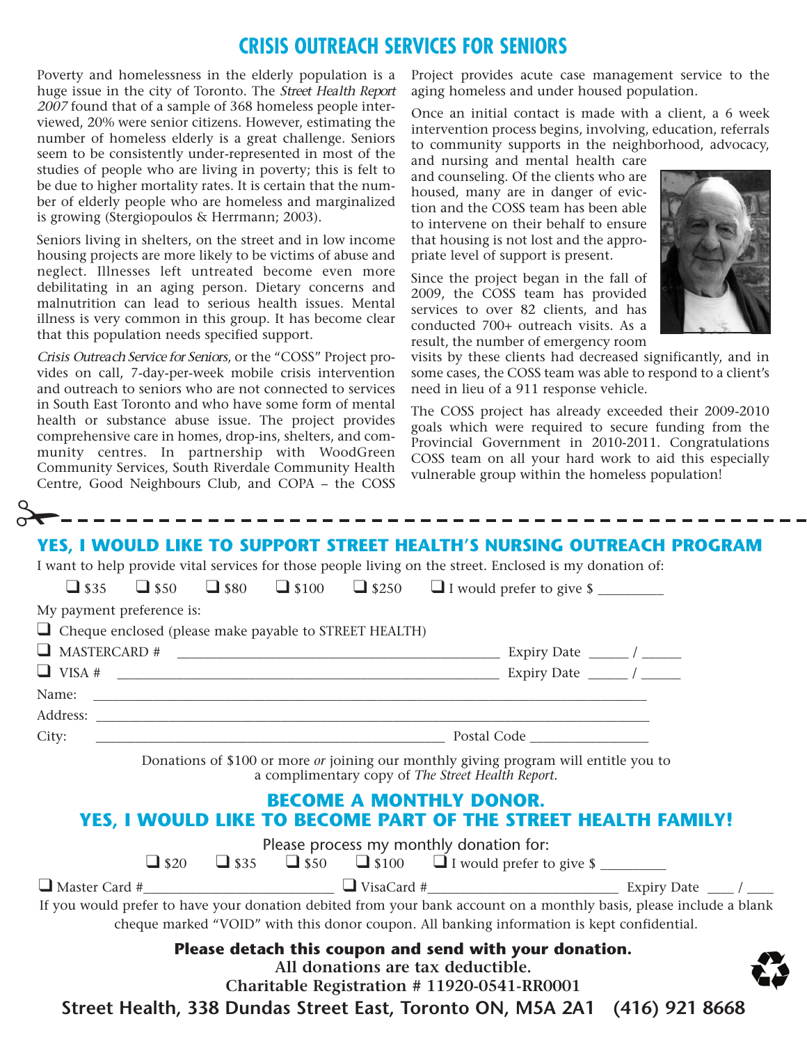# CRISIS OUTREACH SERVICES FOR SENIORS

Poverty and homelessness in the elderly population is a huge issue in the city of Toronto. The *Street Health Report 2007* found that of a sample of 368 homeless people interviewed, 20% were senior citizens. However, estimating the number of homeless elderly is a great challenge. Seniors seem to be consistently under-represented in most of the studies of people who are living in poverty; this is felt to be due to higher mortality rates. It is certain that the number of elderly people who are homeless and marginalized is growing (Stergiopoulos & Herrmann; 2003).

Seniors living in shelters, on the street and in low income housing projects are more likely to be victims of abuse and neglect. Illnesses left untreated become even more debilitating in an aging person. Dietary concerns and malnutrition can lead to serious health issues. Mental illness is very common in this group. It has become clear that this population needs specified support.

*Crisis Outreach Service for Seniors*, or the "COSS" Project provides on call, 7-day-per-week mobile crisis intervention and outreach to seniors who are not connected to services in South East Toronto and who have some form of mental health or substance abuse issue. The project provides comprehensive care in homes, drop-ins, shelters, and community centres. In partnership with WoodGreen Community Services, South Riverdale Community Health Centre, Good Neighbours Club, and COPA – the COSS Project provides acute case management service to the aging homeless and under housed population.

Once an initial contact is made with a client, a 6 week intervention process begins, involving, education, referrals to community supports in the neighborhood, advocacy, and nursing and mental health care and counseling. Of the clients who are housed, many are in danger of eviction and the COSS team has been able to intervene on their behalf to ensure that housing is not lost and the appropriate level of support is present.

Since the project began in the fall of 2009, the COSS team has provided services to over 82 clients, and has conducted 700+ outreach visits. As a result, the number of emergency room visits by these clients had decreased significantly, and in some cases, the COSS team was able to respond to a client's need in lieu of a 911 response vehicle.

The COSS project has already exceeded their 2009-2010 goals which were required to secure funding from the Provincial Government in 2010-2011. Congratulations COSS team on all your hard work to aid this especially vulnerable group within the homeless population!

---

## YES, I WOULD LIKE TO SUPPORT STREET HEALTH'S NURSING OUTREACH PROGRAM

I want to help provide vital services for those people living on the street. Enclosed is my donation of:

❑ $35 ❑ $50 ❑ $80 ❑ $100 ❑ $250 ❑ I would prefer to give $ _________

My payment preference is:

❑ Cheque enclosed (please make payable to STREET HEALTH)

❑ MASTERCARD # ______________________________ Expiry Date _____ / _____

❑ VISA # ______________________________ Expiry Date _____ / _____

Name: ______________________________

Address: ______________________________

City: ______________________________ Postal Code ______________

Donations of $100 or more *or* joining our monthly giving program will entitle you to a complimentary copy of *The Street Health Report.*

## BECOME A MONTHLY DONOR. YES, I WOULD LIKE TO BECOME PART OF THE STREET HEALTH FAMILY!

Please process my monthly donation for:

❑ $20 ❑ $35 ❑ $50 ❑ $100 ❑ I would prefer to give $ _________

❑ Master Card #________________________ ❑ VisaCard #________________________ Expiry Date ____ / ____

If you would prefer to have your donation debited from your bank account on a monthly basis, please include a blank cheque marked "VOID" with this donor coupon. All banking information is kept confidential.

**Please detach this coupon and send with your donation.**
**All donations are tax deductible.**
**Charitable Registration # 11920-0541-RR0001**

**Street Health, 338 Dundas Street East, Toronto ON, M5A 2A1 (416) 921 8668**